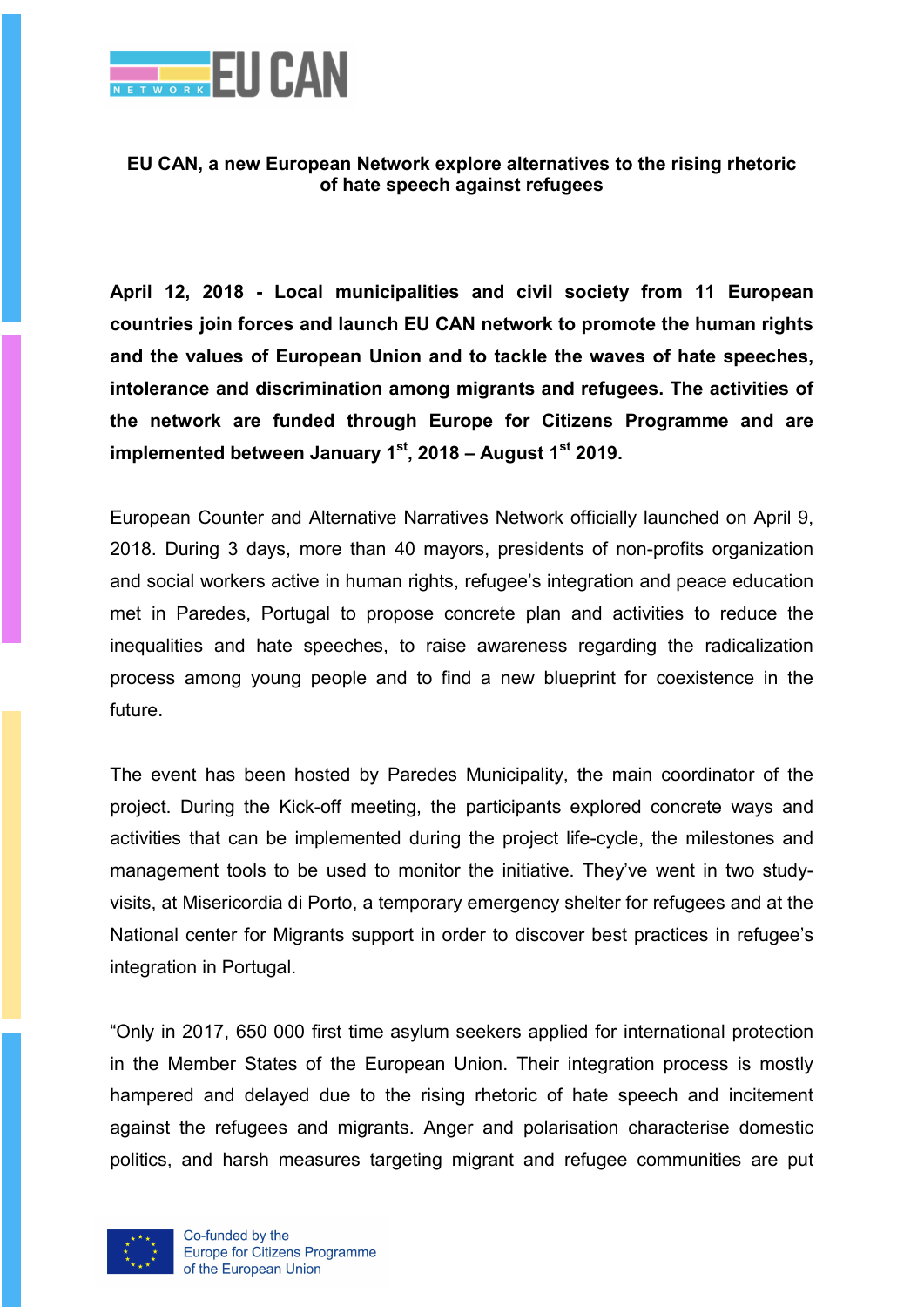**EU CAN, a new European Network explore alternatives to the rising rhetoric of hate speech against refugees**

**April 12, 2018 - Local municipalities and civil society from 11 European countries join forces and launch EU CAN network to promote the human rights and the values of European Union and to tackle the waves of hate speeches, intolerance and discrimination among migrants and refugees. The activities of the network are funded through Europe for Citizens Programme and are implemented between January 1st, 2018 – August 1st 2019.**

European Counter and Alternative Narratives Network officially launched on April 9, 2018. During 3 days, more than 40 mayors, presidents of non-profits organization and social workers active in human rights, refugee's integration and peace education met in Paredes, Portugal to propose concrete plan and activities to reduce the inequalities and hate speeches, to raise awareness regarding the radicalization process among young people and to find a new blueprint for coexistence in the future.

The event has been hosted by Paredes Municipality, the main coordinator of the project. During the Kick-off meeting, the participants explored concrete ways and activities that can be implemented during the project life-cycle, the milestones and management tools to be used to monitor the initiative. They've went in two study-visits, at Misericordia di Porto, a temporary emergency shelter for refugees and at the National center for Migrants support in order to discover best practices in refugee's integration in Portugal.

"Only in 2017, 650 000 first time asylum seekers applied for international protection in the Member States of the European Union. Their integration process is mostly hampered and delayed due to the rising rhetoric of hate speech and incitement against the refugees and migrants. Anger and polarisation characterise domestic politics, and harsh measures targeting migrant and refugee communities are put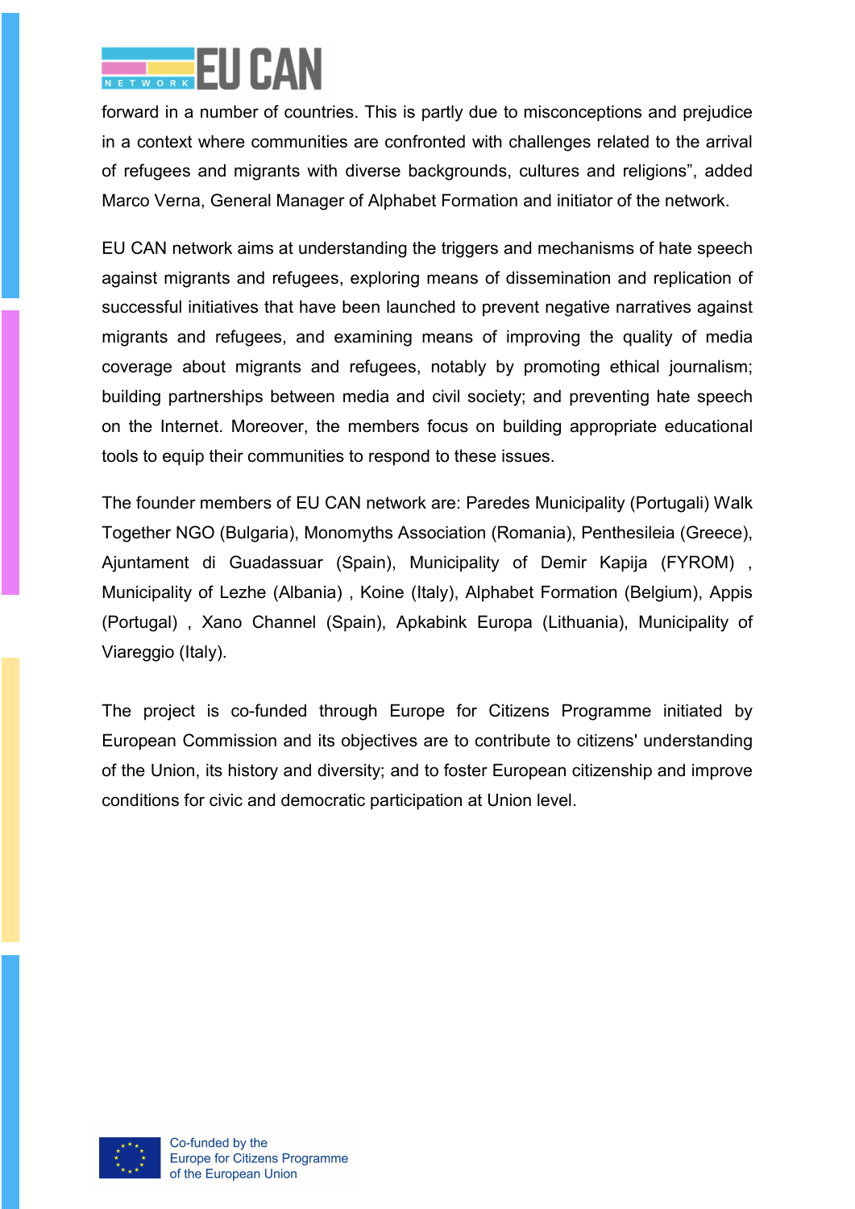forward in a number of countries. This is partly due to misconceptions and prejudice in a context where communities are confronted with challenges related to the arrival of refugees and migrants with diverse backgrounds, cultures and religions", added Marco Verna, General Manager of Alphabet Formation and initiator of the network.

EU CAN network aims at understanding the triggers and mechanisms of hate speech against migrants and refugees, exploring means of dissemination and replication of successful initiatives that have been launched to prevent negative narratives against migrants and refugees, and examining means of improving the quality of media coverage about migrants and refugees, notably by promoting ethical journalism; building partnerships between media and civil society; and preventing hate speech on the Internet. Moreover, the members focus on building appropriate educational tools to equip their communities to respond to these issues.

The founder members of EU CAN network are: Paredes Municipality (Portugali) Walk Together NGO (Bulgaria), Monomyths Association (Romania), Penthesileia (Greece), Ajuntament di Guadassuar (Spain), Municipality of Demir Kapija (FYROM) , Municipality of Lezhe (Albania) , Koine (Italy), Alphabet Formation (Belgium), Appis (Portugal) , Xano Channel (Spain), Apkabink Europa (Lithuania), Municipality of Viareggio (Italy).

The project is co-funded through Europe for Citizens Programme initiated by European Commission and its objectives are to contribute to citizens' understanding of the Union, its history and diversity; and to foster European citizenship and improve conditions for civic and democratic participation at Union level.

Co-funded by the Europe for Citizens Programme of the European Union